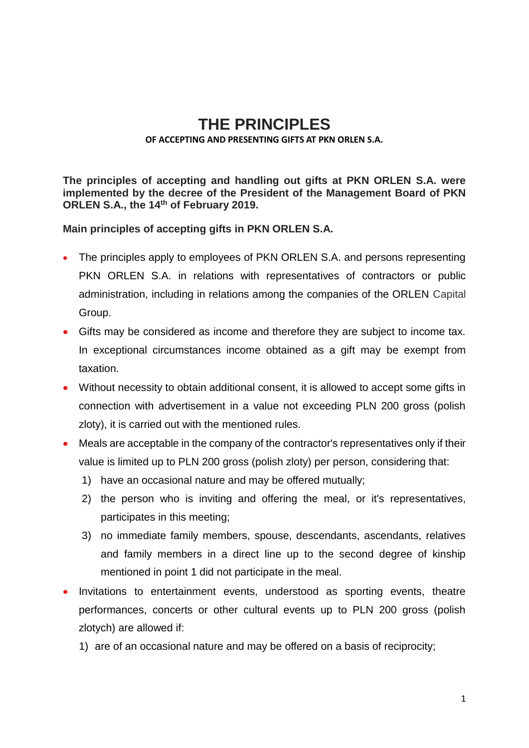# THE PRINCIPLES

**OF ACCEPTING AND PRESENTING GIFTS AT PKN ORLEN S.A.**

**The principles of accepting and handling out gifts at PKN ORLEN S.A. were implemented by the decree of the President of the Management Board of PKN ORLEN S.A., the 14th of February 2019.**

**Main principles of accepting gifts in PKN ORLEN S.A.**

- The principles apply to employees of PKN ORLEN S.A. and persons representing PKN ORLEN S.A. in relations with representatives of contractors or public administration, including in relations among the companies of the ORLEN Capital Group.
- Gifts may be considered as income and therefore they are subject to income tax. In exceptional circumstances income obtained as a gift may be exempt from taxation.
- Without necessity to obtain additional consent, it is allowed to accept some gifts in connection with advertisement in a value not exceeding PLN 200 gross (polish zloty), it is carried out with the mentioned rules.
- Meals are acceptable in the company of the contractor's representatives only if their value is limited up to PLN 200 gross (polish zloty) per person, considering that:
  1) have an occasional nature and may be offered mutually;
  2) the person who is inviting and offering the meal, or it's representatives, participates in this meeting;
  3) no immediate family members, spouse, descendants, ascendants, relatives and family members in a direct line up to the second degree of kinship mentioned in point 1 did not participate in the meal.
- Invitations to entertainment events, understood as sporting events, theatre performances, concerts or other cultural events up to PLN 200 gross (polish zlotych) are allowed if:
  1) are of an occasional nature and may be offered on a basis of reciprocity;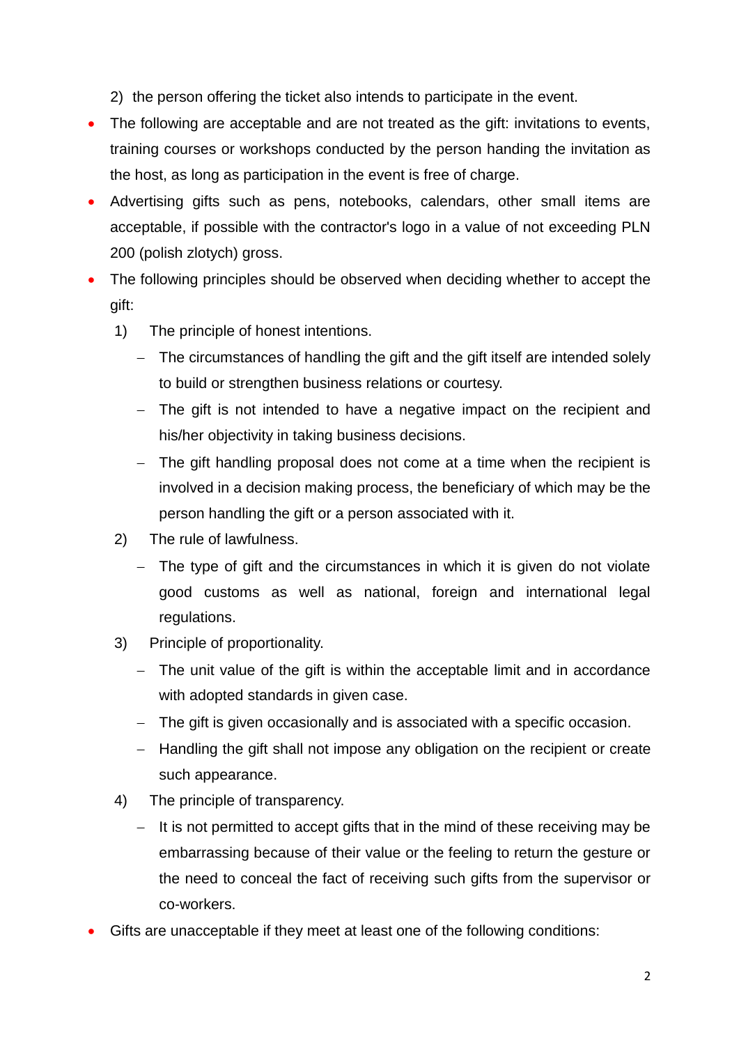2) the person offering the ticket also intends to participate in the event.

- The following are acceptable and are not treated as the gift: invitations to events, training courses or workshops conducted by the person handing the invitation as the host, as long as participation in the event is free of charge.
- Advertising gifts such as pens, notebooks, calendars, other small items are acceptable, if possible with the contractor's logo in a value of not exceeding PLN 200 (polish zlotych) gross.
- The following principles should be observed when deciding whether to accept the gift:
  1) The principle of honest intentions.
     - The circumstances of handling the gift and the gift itself are intended solely to build or strengthen business relations or courtesy.
     - The gift is not intended to have a negative impact on the recipient and his/her objectivity in taking business decisions.
     - The gift handling proposal does not come at a time when the recipient is involved in a decision making process, the beneficiary of which may be the person handling the gift or a person associated with it.
  2) The rule of lawfulness.
     - The type of gift and the circumstances in which it is given do not violate good customs as well as national, foreign and international legal regulations.
  3) Principle of proportionality.
     - The unit value of the gift is within the acceptable limit and in accordance with adopted standards in given case.
     - The gift is given occasionally and is associated with a specific occasion.
     - Handling the gift shall not impose any obligation on the recipient or create such appearance.
  4) The principle of transparency.
     - It is not permitted to accept gifts that in the mind of these receiving may be embarrassing because of their value or the feeling to return the gesture or the need to conceal the fact of receiving such gifts from the supervisor or co-workers.
- Gifts are unacceptable if they meet at least one of the following conditions: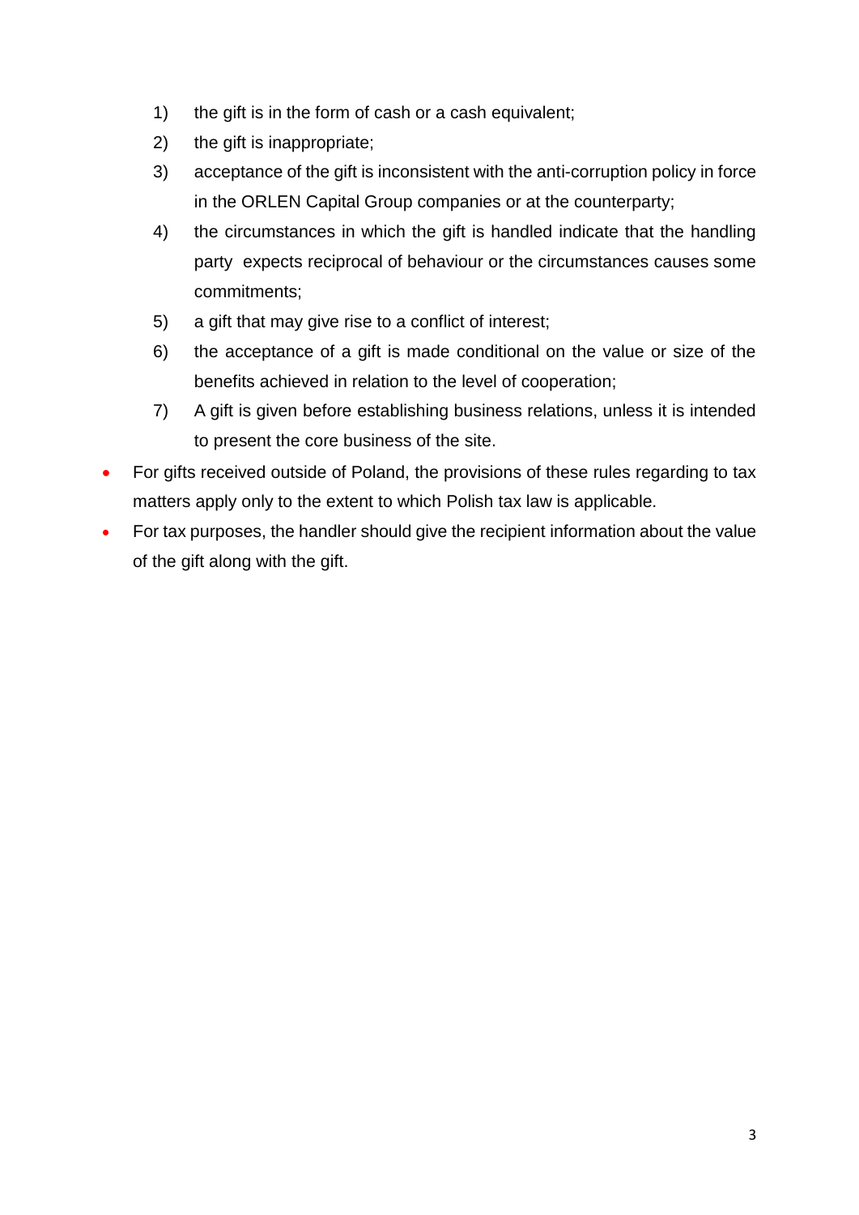1) the gift is in the form of cash or a cash equivalent;
2) the gift is inappropriate;
3) acceptance of the gift is inconsistent with the anti-corruption policy in force in the ORLEN Capital Group companies or at the counterparty;
4) the circumstances in which the gift is handled indicate that the handling party expects reciprocal of behaviour or the circumstances causes some commitments;
5) a gift that may give rise to a conflict of interest;
6) the acceptance of a gift is made conditional on the value or size of the benefits achieved in relation to the level of cooperation;
7) A gift is given before establishing business relations, unless it is intended to present the core business of the site.

- For gifts received outside of Poland, the provisions of these rules regarding to tax matters apply only to the extent to which Polish tax law is applicable.
- For tax purposes, the handler should give the recipient information about the value of the gift along with the gift.